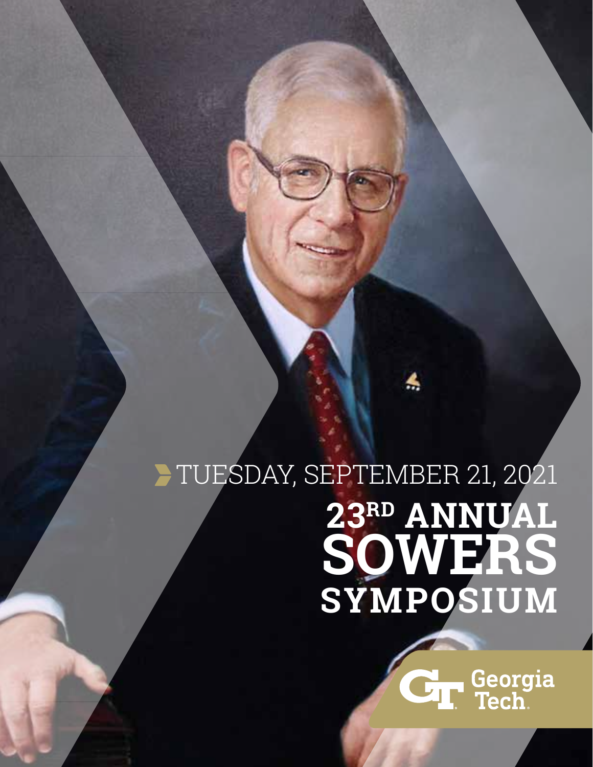TUESDAY, SEPTEMBER 21, 2021

# 23RD ANNUAL SOWERS SYMPOSIUM

Georgia Tech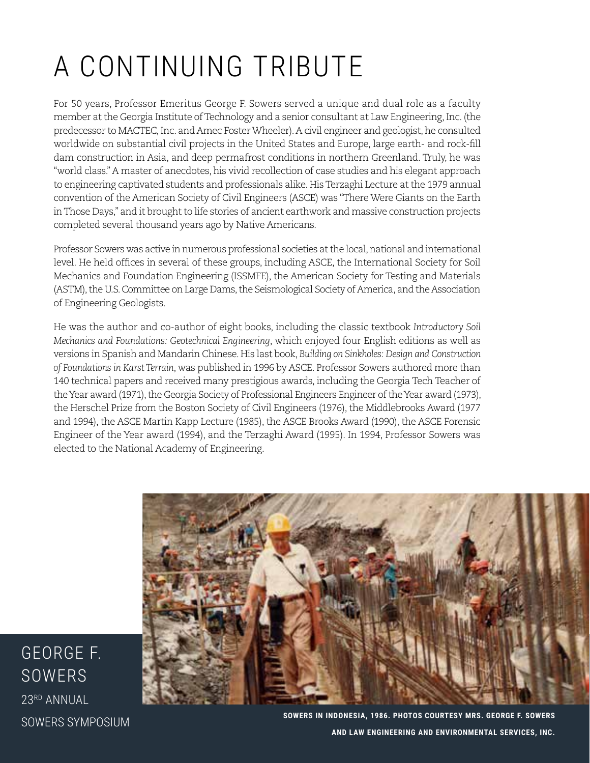# A CONTINUING TRIBUTE

For 50 years, Professor Emeritus George F. Sowers served a unique and dual role as a faculty member at the Georgia Institute of Technology and a senior consultant at Law Engineering, Inc. (the predecessor to MACTEC, Inc. and Amec Foster Wheeler). A civil engineer and geologist, he consulted worldwide on substantial civil projects in the United States and Europe, large earth- and rock-fill dam construction in Asia, and deep permafrost conditions in northern Greenland. Truly, he was "world class." A master of anecdotes, his vivid recollection of case studies and his elegant approach to engineering captivated students and professionals alike. His Terzaghi Lecture at the 1979 annual convention of the American Society of Civil Engineers (ASCE) was "There Were Giants on the Earth in Those Days," and it brought to life stories of ancient earthwork and massive construction projects completed several thousand years ago by Native Americans.

Professor Sowers was active in numerous professional societies at the local, national and international level. He held offices in several of these groups, including ASCE, the International Society for Soil Mechanics and Foundation Engineering (ISSMFE), the American Society for Testing and Materials (ASTM), the U.S. Committee on Large Dams, the Seismological Society of America, and the Association of Engineering Geologists.

He was the author and co-author of eight books, including the classic textbook *Introductory Soil Mechanics and Foundations: Geotechnical Engineering*, which enjoyed four English editions as well as versions in Spanish and Mandarin Chinese. His last book, *Building on Sinkholes: Design and Construction of Foundations in Karst Terrain*, was published in 1996 by ASCE. Professor Sowers authored more than 140 technical papers and received many prestigious awards, including the Georgia Tech Teacher of the Year award (1971), the Georgia Society of Professional Engineers Engineer of the Year award (1973), the Herschel Prize from the Boston Society of Civil Engineers (1976), the Middlebrooks Award (1977 and 1994), the ASCE Martin Kapp Lecture (1985), the ASCE Brooks Award (1990), the ASCE Forensic Engineer of the Year award (1994), and the Terzaghi Award (1995). In 1994, Professor Sowers was elected to the National Academy of Engineering.

GEORGE F. SOWERS

23RD ANNUAL SOWERS SYMPOSIUM

**SOWERS IN INDONESIA, 1986. PHOTOS COURTESY MRS. GEORGE F. SOWERS AND LAW ENGINEERING AND ENVIRONMENTAL SERVICES, INC.**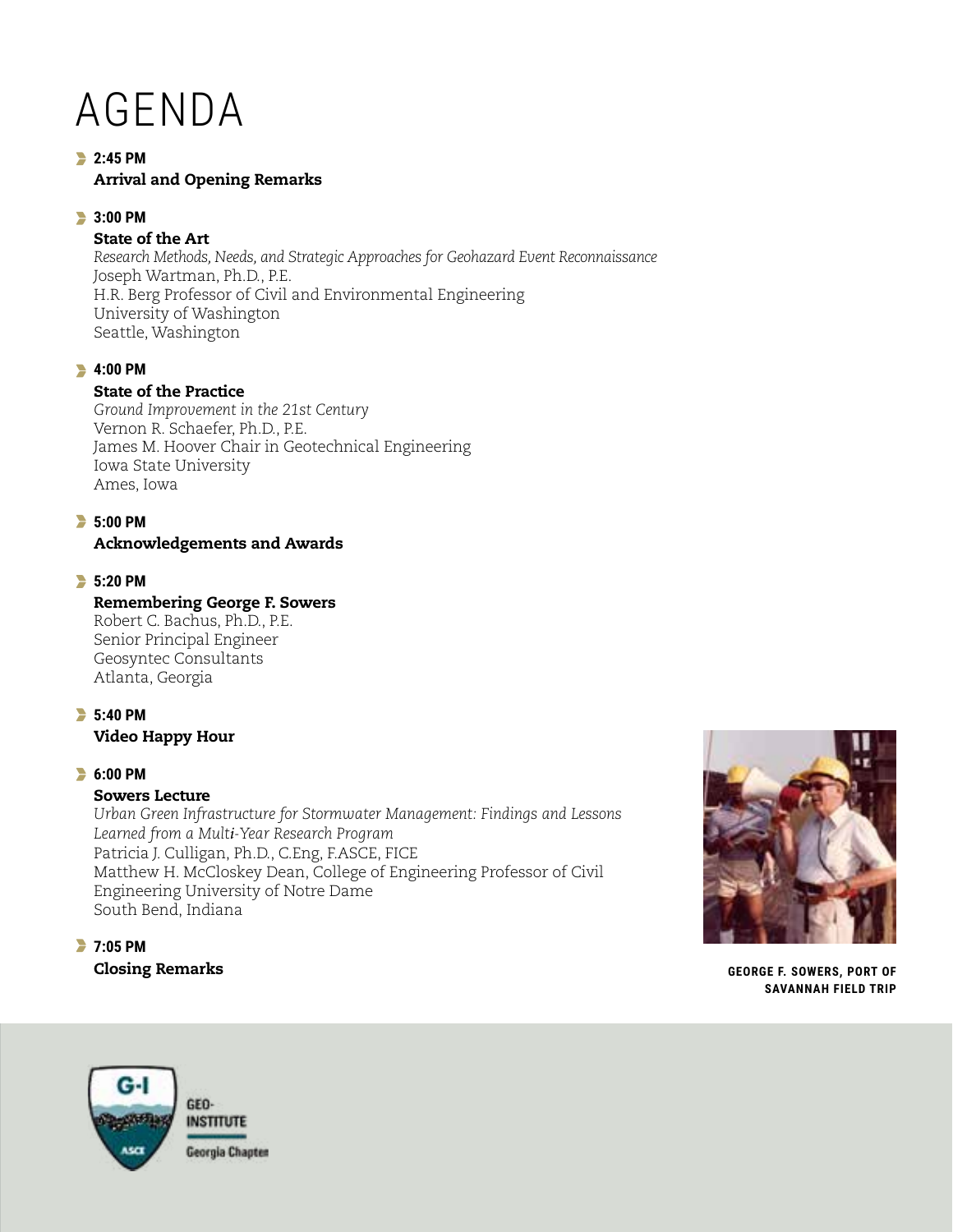# AGENDA

**2:45 PM**

**Arrival and Opening Remarks**

**3:00 PM**

**State of the Art**

*Research Methods, Needs, and Strategic Approaches for Geohazard Event Reconnaissance*
Joseph Wartman, Ph.D., P.E.
H.R. Berg Professor of Civil and Environmental Engineering
University of Washington
Seattle, Washington

**4:00 PM**

**State of the Practice**

*Ground Improvement in the 21st Century*
Vernon R. Schaefer, Ph.D., P.E.
James M. Hoover Chair in Geotechnical Engineering
Iowa State University
Ames, Iowa

**5:00 PM**

**Acknowledgements and Awards**

**5:20 PM**

**Remembering George F. Sowers**

Robert C. Bachus, Ph.D., P.E.
Senior Principal Engineer
Geosyntec Consultants
Atlanta, Georgia

**5:40 PM**

**Video Happy Hour**

**6:00 PM**

**Sowers Lecture**

*Urban Green Infrastructure for Stormwater Management: Findings and Lessons Learned from a Multi-Year Research Program*
Patricia J. Culligan, Ph.D., C.Eng, F.ASCE, FICE
Matthew H. McCloskey Dean, College of Engineering Professor of Civil Engineering University of Notre Dame
South Bend, Indiana

**7:05 PM**

**Closing Remarks**

GEORGE F. SOWERS, PORT OF SAVANNAH FIELD TRIP

GEO-INSTITUTE
Georgia Chapter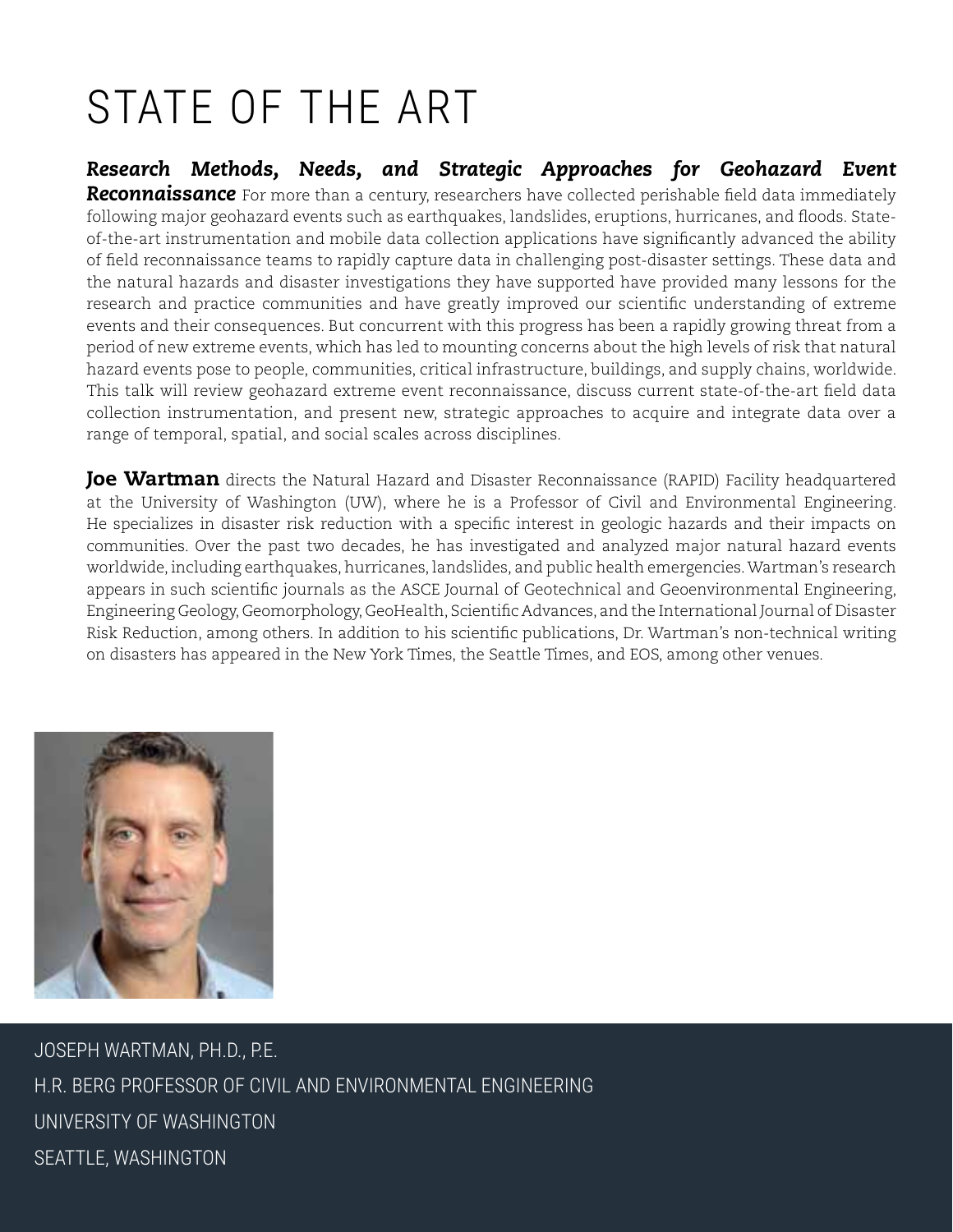# STATE OF THE ART

***Research Methods, Needs, and Strategic Approaches for Geohazard Event Reconnaissance*** For more than a century, researchers have collected perishable field data immediately following major geohazard events such as earthquakes, landslides, eruptions, hurricanes, and floods. State-of-the-art instrumentation and mobile data collection applications have significantly advanced the ability of field reconnaissance teams to rapidly capture data in challenging post-disaster settings. These data and the natural hazards and disaster investigations they have supported have provided many lessons for the research and practice communities and have greatly improved our scientific understanding of extreme events and their consequences. But concurrent with this progress has been a rapidly growing threat from a period of new extreme events, which has led to mounting concerns about the high levels of risk that natural hazard events pose to people, communities, critical infrastructure, buildings, and supply chains, worldwide. This talk will review geohazard extreme event reconnaissance, discuss current state-of-the-art field data collection instrumentation, and present new, strategic approaches to acquire and integrate data over a range of temporal, spatial, and social scales across disciplines.

**Joe Wartman** directs the Natural Hazard and Disaster Reconnaissance (RAPID) Facility headquartered at the University of Washington (UW), where he is a Professor of Civil and Environmental Engineering. He specializes in disaster risk reduction with a specific interest in geologic hazards and their impacts on communities. Over the past two decades, he has investigated and analyzed major natural hazard events worldwide, including earthquakes, hurricanes, landslides, and public health emergencies. Wartman's research appears in such scientific journals as the ASCE Journal of Geotechnical and Geoenvironmental Engineering, Engineering Geology, Geomorphology, GeoHealth, Scientific Advances, and the International Journal of Disaster Risk Reduction, among others. In addition to his scientific publications, Dr. Wartman's non-technical writing on disasters has appeared in the New York Times, the Seattle Times, and EOS, among other venues.

JOSEPH WARTMAN, PH.D., P.E.

H.R. BERG PROFESSOR OF CIVIL AND ENVIRONMENTAL ENGINEERING

UNIVERSITY OF WASHINGTON

SEATTLE, WASHINGTON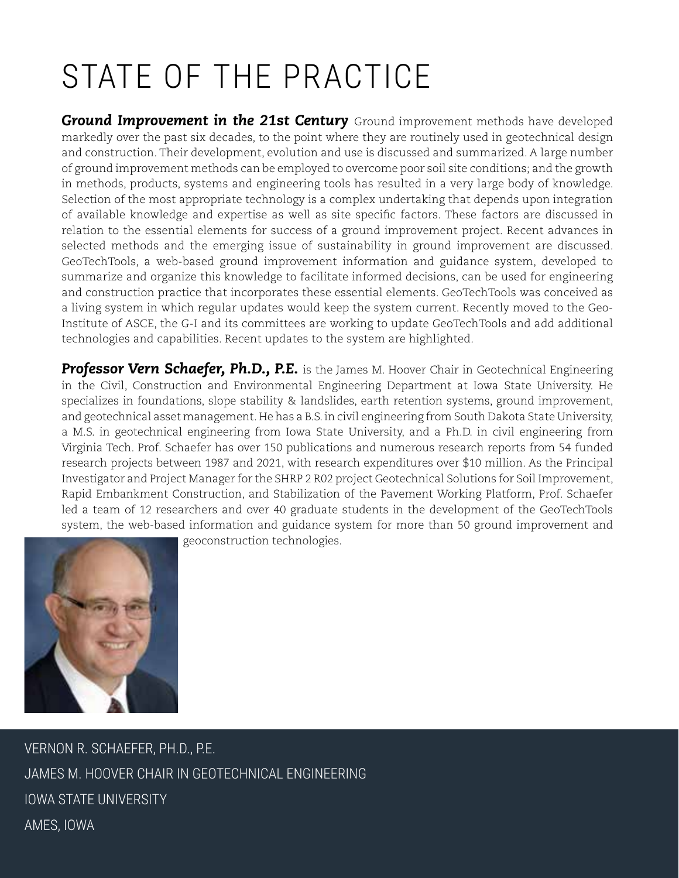# STATE OF THE PRACTICE

***Ground Improvement in the 21st Century*** Ground improvement methods have developed markedly over the past six decades, to the point where they are routinely used in geotechnical design and construction. Their development, evolution and use is discussed and summarized. A large number of ground improvement methods can be employed to overcome poor soil site conditions; and the growth in methods, products, systems and engineering tools has resulted in a very large body of knowledge. Selection of the most appropriate technology is a complex undertaking that depends upon integration of available knowledge and expertise as well as site specific factors. These factors are discussed in relation to the essential elements for success of a ground improvement project. Recent advances in selected methods and the emerging issue of sustainability in ground improvement are discussed. GeoTechTools, a web-based ground improvement information and guidance system, developed to summarize and organize this knowledge to facilitate informed decisions, can be used for engineering and construction practice that incorporates these essential elements. GeoTechTools was conceived as a living system in which regular updates would keep the system current. Recently moved to the Geo-Institute of ASCE, the G-I and its committees are working to update GeoTechTools and add additional technologies and capabilities. Recent updates to the system are highlighted.

***Professor Vern Schaefer, Ph.D., P.E.*** is the James M. Hoover Chair in Geotechnical Engineering in the Civil, Construction and Environmental Engineering Department at Iowa State University. He specializes in foundations, slope stability & landslides, earth retention systems, ground improvement, and geotechnical asset management. He has a B.S. in civil engineering from South Dakota State University, a M.S. in geotechnical engineering from Iowa State University, and a Ph.D. in civil engineering from Virginia Tech. Prof. Schaefer has over 150 publications and numerous research reports from 54 funded research projects between 1987 and 2021, with research expenditures over $10 million. As the Principal Investigator and Project Manager for the SHRP 2 R02 project Geotechnical Solutions for Soil Improvement, Rapid Embankment Construction, and Stabilization of the Pavement Working Platform, Prof. Schaefer led a team of 12 researchers and over 40 graduate students in the development of the GeoTechTools system, the web-based information and guidance system for more than 50 ground improvement and geoconstruction technologies.

VERNON R. SCHAEFER, PH.D., P.E.
JAMES M. HOOVER CHAIR IN GEOTECHNICAL ENGINEERING
IOWA STATE UNIVERSITY
AMES, IOWA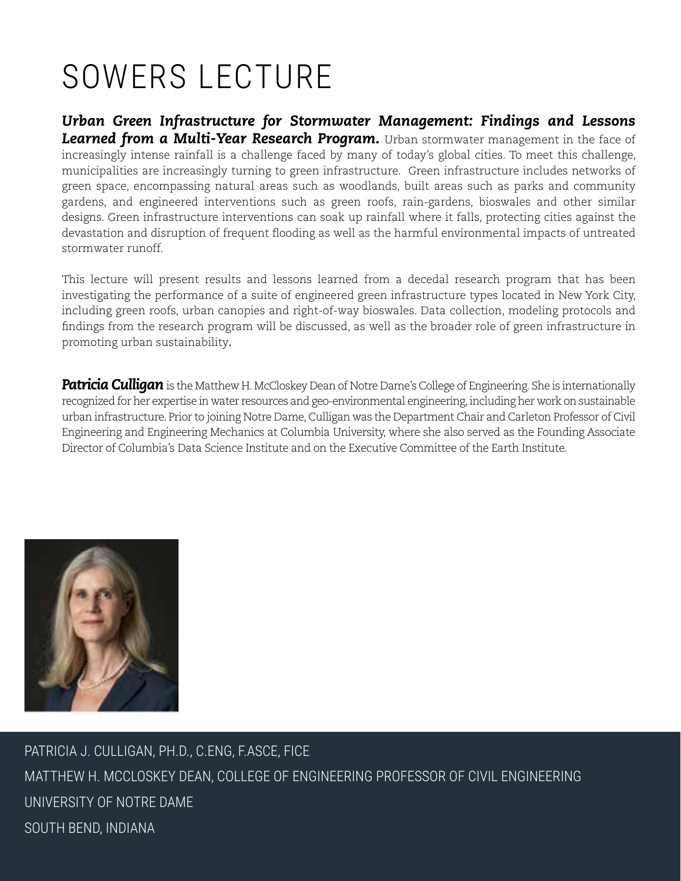# SOWERS LECTURE

***Urban Green Infrastructure for Stormwater Management: Findings and Lessons Learned from a Multi-Year Research Program.*** Urban stormwater management in the face of increasingly intense rainfall is a challenge faced by many of today's global cities. To meet this challenge, municipalities are increasingly turning to green infrastructure. Green infrastructure includes networks of green space, encompassing natural areas such as woodlands, built areas such as parks and community gardens, and engineered interventions such as green roofs, rain-gardens, bioswales and other similar designs. Green infrastructure interventions can soak up rainfall where it falls, protecting cities against the devastation and disruption of frequent flooding as well as the harmful environmental impacts of untreated stormwater runoff.

This lecture will present results and lessons learned from a decedal research program that has been investigating the performance of a suite of engineered green infrastructure types located in New York City, including green roofs, urban canopies and right-of-way bioswales. Data collection, modeling protocols and findings from the research program will be discussed, as well as the broader role of green infrastructure in promoting urban sustainability.

***Patricia Culligan*** is the Matthew H. McCloskey Dean of Notre Dame's College of Engineering. She is internationally recognized for her expertise in water resources and geo-environmental engineering, including her work on sustainable urban infrastructure. Prior to joining Notre Dame, Culligan was the Department Chair and Carleton Professor of Civil Engineering and Engineering Mechanics at Columbia University, where she also served as the Founding Associate Director of Columbia's Data Science Institute and on the Executive Committee of the Earth Institute.

PATRICIA J. CULLIGAN, PH.D., C.ENG, F.ASCE, FICE

MATTHEW H. MCCLOSKEY DEAN, COLLEGE OF ENGINEERING PROFESSOR OF CIVIL ENGINEERING

UNIVERSITY OF NOTRE DAME

SOUTH BEND, INDIANA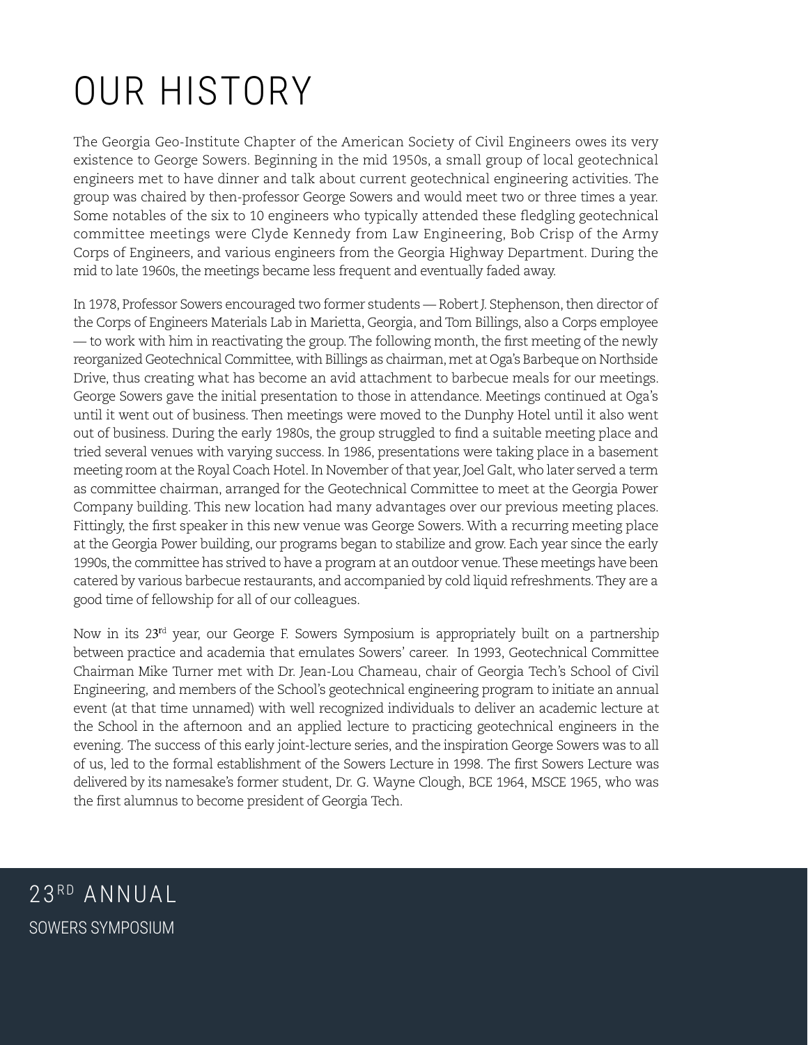# OUR HISTORY

The Georgia Geo-Institute Chapter of the American Society of Civil Engineers owes its very existence to George Sowers. Beginning in the mid 1950s, a small group of local geotechnical engineers met to have dinner and talk about current geotechnical engineering activities. The group was chaired by then-professor George Sowers and would meet two or three times a year. Some notables of the six to 10 engineers who typically attended these fledgling geotechnical committee meetings were Clyde Kennedy from Law Engineering, Bob Crisp of the Army Corps of Engineers, and various engineers from the Georgia Highway Department. During the mid to late 1960s, the meetings became less frequent and eventually faded away.

In 1978, Professor Sowers encouraged two former students — Robert J. Stephenson, then director of the Corps of Engineers Materials Lab in Marietta, Georgia, and Tom Billings, also a Corps employee — to work with him in reactivating the group. The following month, the first meeting of the newly reorganized Geotechnical Committee, with Billings as chairman, met at Oga's Barbeque on Northside Drive, thus creating what has become an avid attachment to barbecue meals for our meetings. George Sowers gave the initial presentation to those in attendance. Meetings continued at Oga's until it went out of business. Then meetings were moved to the Dunphy Hotel until it also went out of business. During the early 1980s, the group struggled to find a suitable meeting place and tried several venues with varying success. In 1986, presentations were taking place in a basement meeting room at the Royal Coach Hotel. In November of that year, Joel Galt, who later served a term as committee chairman, arranged for the Geotechnical Committee to meet at the Georgia Power Company building. This new location had many advantages over our previous meeting places. Fittingly, the first speaker in this new venue was George Sowers. With a recurring meeting place at the Georgia Power building, our programs began to stabilize and grow. Each year since the early 1990s, the committee has strived to have a program at an outdoor venue. These meetings have been catered by various barbecue restaurants, and accompanied by cold liquid refreshments. They are a good time of fellowship for all of our colleagues.

Now in its 23rd year, our George F. Sowers Symposium is appropriately built on a partnership between practice and academia that emulates Sowers' career. In 1993, Geotechnical Committee Chairman Mike Turner met with Dr. Jean-Lou Chameau, chair of Georgia Tech's School of Civil Engineering, and members of the School's geotechnical engineering program to initiate an annual event (at that time unnamed) with well recognized individuals to deliver an academic lecture at the School in the afternoon and an applied lecture to practicing geotechnical engineers in the evening. The success of this early joint-lecture series, and the inspiration George Sowers was to all of us, led to the formal establishment of the Sowers Lecture in 1998. The first Sowers Lecture was delivered by its namesake's former student, Dr. G. Wayne Clough, BCE 1964, MSCE 1965, who was the first alumnus to become president of Georgia Tech.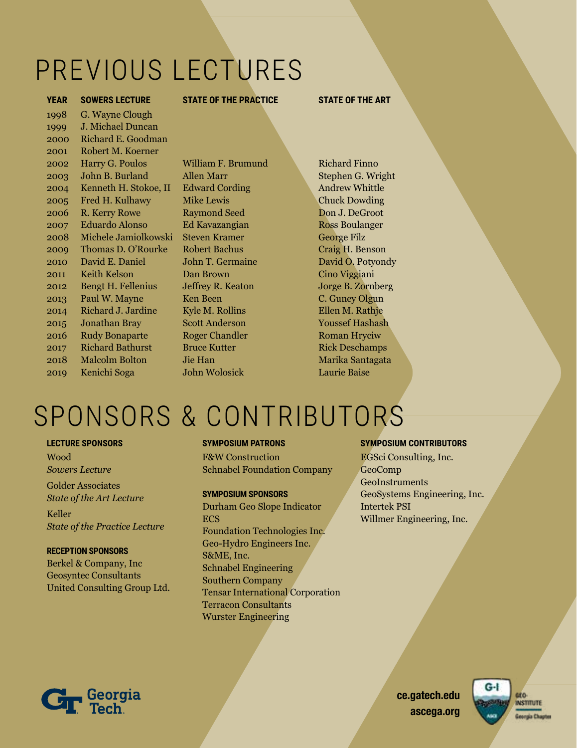# PREVIOUS LECTURES

| YEAR | SOWERS LECTURE | STATE OF THE PRACTICE | STATE OF THE ART |
|---|---|---|---|
| 1998 | G. Wayne Clough | | |
| 1999 | J. Michael Duncan | | |
| 2000 | Richard E. Goodman | | |
| 2001 | Robert M. Koerner | | |
| 2002 | Harry G. Poulos | William F. Brumund | Richard Finno |
| 2003 | John B. Burland | Allen Marr | Stephen G. Wright |
| 2004 | Kenneth H. Stokoe, II | Edward Cording | Andrew Whittle |
| 2005 | Fred H. Kulhawy | Mike Lewis | Chuck Dowding |
| 2006 | R. Kerry Rowe | Raymond Seed | Don J. DeGroot |
| 2007 | Eduardo Alonso | Ed Kavazangian | Ross Boulanger |
| 2008 | Michele Jamiolkowski | Steven Kramer | George Filz |
| 2009 | Thomas D. O'Rourke | Robert Bachus | Craig H. Benson |
| 2010 | David E. Daniel | John T. Germaine | David O. Potyondy |
| 2011 | Keith Kelson | Dan Brown | Cino Viggiani |
| 2012 | Bengt H. Fellenius | Jeffrey R. Keaton | Jorge B. Zornberg |
| 2013 | Paul W. Mayne | Ken Been | C. Guney Olgun |
| 2014 | Richard J. Jardine | Kyle M. Rollins | Ellen M. Rathje |
| 2015 | Jonathan Bray | Scott Anderson | Youssef Hashash |
| 2016 | Rudy Bonaparte | Roger Chandler | Roman Hryciw |
| 2017 | Richard Bathurst | Bruce Kutter | Rick Deschamps |
| 2018 | Malcolm Bolton | Jie Han | Marika Santagata |
| 2019 | Kenichi Soga | John Wolosick | Laurie Baise |

# SPONSORS & CONTRIBUTORS

**LECTURE SPONSORS**

Wood
*Sowers Lecture*

Golder Associates
*State of the Art Lecture*

Keller
*State of the Practice Lecture*

**RECEPTION SPONSORS**

Berkel & Company, Inc
Geosyntec Consultants
United Consulting Group Ltd.

**SYMPOSIUM PATRONS**

F&W Construction
Schnabel Foundation Company

**SYMPOSIUM SPONSORS**

Durham Geo Slope Indicator
ECS
Foundation Technologies Inc.
Geo-Hydro Engineers Inc.
S&ME, Inc.
Schnabel Engineering
Southern Company
Tensar International Corporation
Terracon Consultants
Wurster Engineering

**SYMPOSIUM CONTRIBUTORS**

EGSci Consulting, Inc.
GeoComp
GeoInstruments
GeoSystems Engineering, Inc.
Intertek PSI
Willmer Engineering, Inc.

Georgia Tech

**ce.gatech.edu**
**ascega.org**

Geo-Institute Georgia Chapter